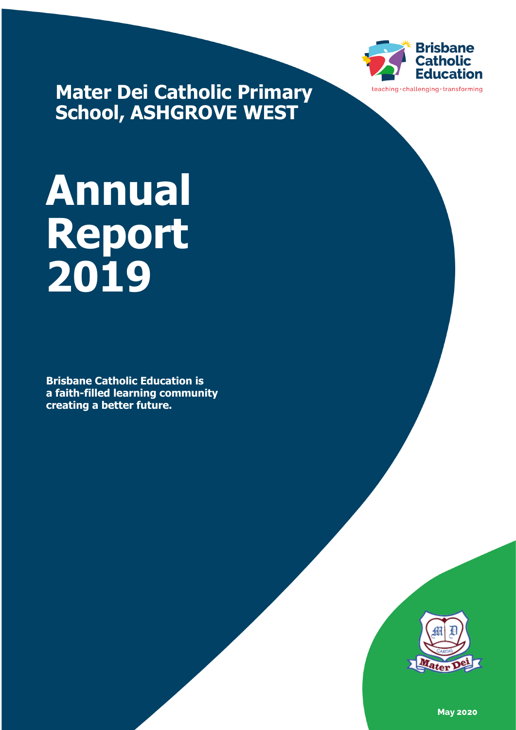Brisbane Catholic Education

teaching · challenging · transforming

## Mater Dei Catholic Primary School, ASHGROVE WEST

# Annual Report 2019

**Brisbane Catholic Education is a faith-filled learning community creating a better future.**

Mater Dei

CARITAS

**May 2020**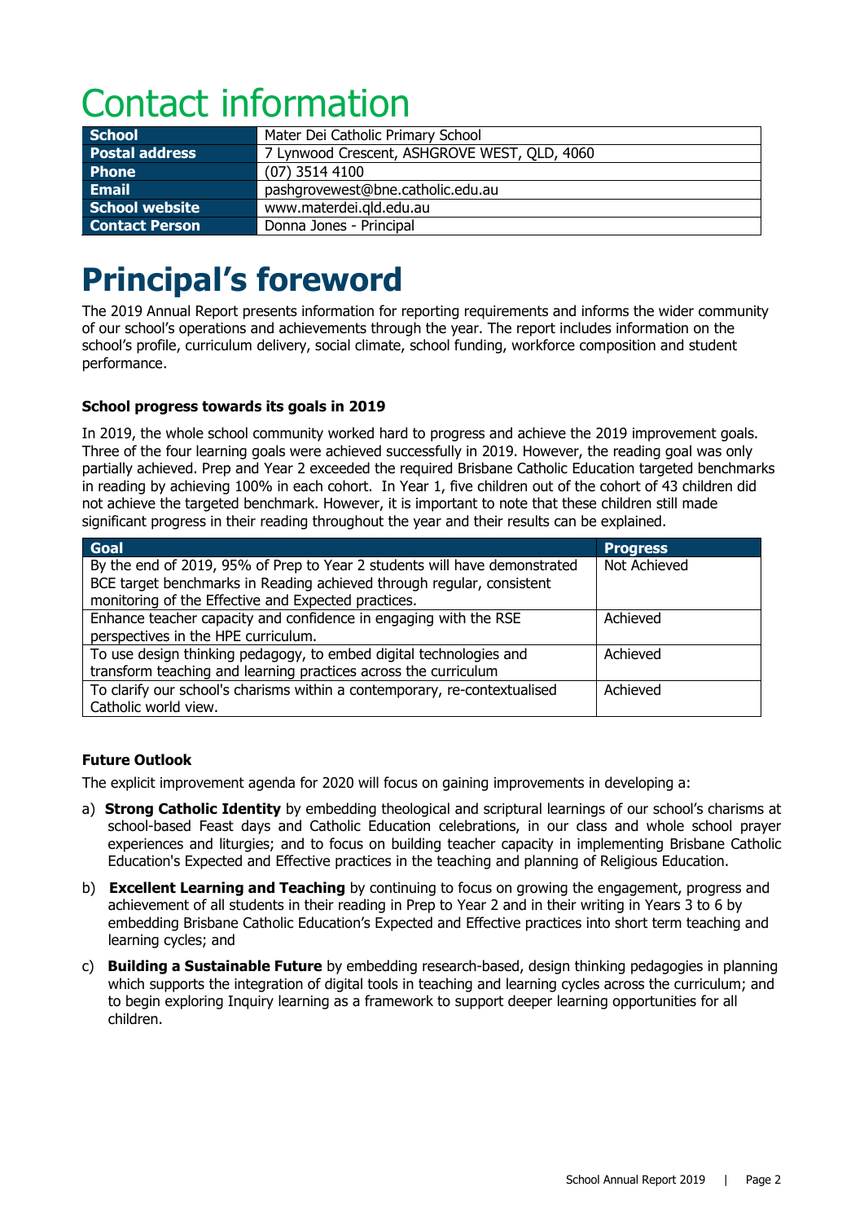# Contact information

| School | Mater Dei Catholic Primary School |
|---|---|
| Postal address | 7 Lynwood Crescent, ASHGROVE WEST, QLD, 4060 |
| Phone | (07) 3514 4100 |
| Email | pashgrovewest@bne.catholic.edu.au |
| School website | www.materdei.qld.edu.au |
| Contact Person | Donna Jones - Principal |

# Principal's foreword

The 2019 Annual Report presents information for reporting requirements and informs the wider community of our school's operations and achievements through the year. The report includes information on the school's profile, curriculum delivery, social climate, school funding, workforce composition and student performance.

### School progress towards its goals in 2019

In 2019, the whole school community worked hard to progress and achieve the 2019 improvement goals. Three of the four learning goals were achieved successfully in 2019. However, the reading goal was only partially achieved. Prep and Year 2 exceeded the required Brisbane Catholic Education targeted benchmarks in reading by achieving 100% in each cohort. In Year 1, five children out of the cohort of 43 children did not achieve the targeted benchmark. However, it is important to note that these children still made significant progress in their reading throughout the year and their results can be explained.

| Goal | Progress |
|---|---|
| By the end of 2019, 95% of Prep to Year 2 students will have demonstrated BCE target benchmarks in Reading achieved through regular, consistent monitoring of the Effective and Expected practices. | Not Achieved |
| Enhance teacher capacity and confidence in engaging with the RSE perspectives in the HPE curriculum. | Achieved |
| To use design thinking pedagogy, to embed digital technologies and transform teaching and learning practices across the curriculum | Achieved |
| To clarify our school's charisms within a contemporary, re-contextualised Catholic world view. | Achieved |

### Future Outlook

The explicit improvement agenda for 2020 will focus on gaining improvements in developing a:

a) **Strong Catholic Identity** by embedding theological and scriptural learnings of our school's charisms at school-based Feast days and Catholic Education celebrations, in our class and whole school prayer experiences and liturgies; and to focus on building teacher capacity in implementing Brisbane Catholic Education's Expected and Effective practices in the teaching and planning of Religious Education.

b) **Excellent Learning and Teaching** by continuing to focus on growing the engagement, progress and achievement of all students in their reading in Prep to Year 2 and in their writing in Years 3 to 6 by embedding Brisbane Catholic Education's Expected and Effective practices into short term teaching and learning cycles; and

c) **Building a Sustainable Future** by embedding research-based, design thinking pedagogies in planning which supports the integration of digital tools in teaching and learning cycles across the curriculum; and to begin exploring Inquiry learning as a framework to support deeper learning opportunities for all children.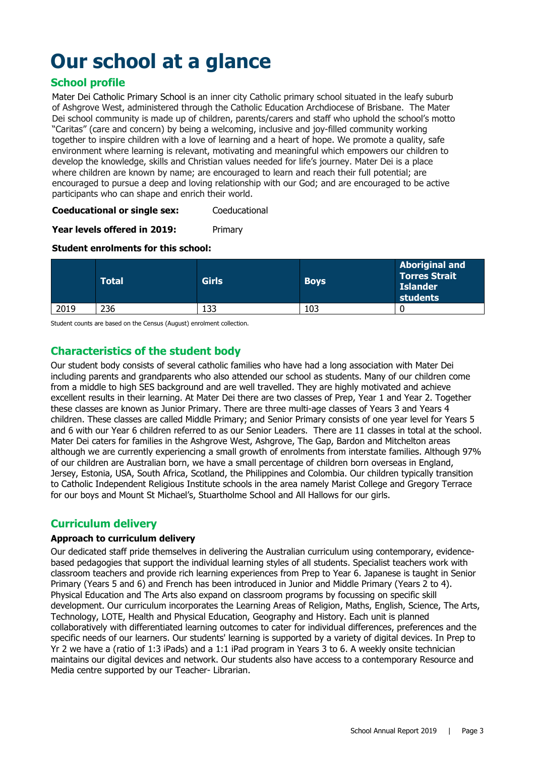# Our school at a glance

## School profile

Mater Dei Catholic Primary School is an inner city Catholic primary school situated in the leafy suburb of Ashgrove West, administered through the Catholic Education Archdiocese of Brisbane. The Mater Dei school community is made up of children, parents/carers and staff who uphold the school's motto "Caritas" (care and concern) by being a welcoming, inclusive and joy-filled community working together to inspire children with a love of learning and a heart of hope. We promote a quality, safe environment where learning is relevant, motivating and meaningful which empowers our children to develop the knowledge, skills and Christian values needed for life's journey. Mater Dei is a place where children are known by name; are encouraged to learn and reach their full potential; are encouraged to pursue a deep and loving relationship with our God; and are encouraged to be active participants who can shape and enrich their world.

**Coeducational or single sex:** Coeducational

**Year levels offered in 2019:** Primary

**Student enrolments for this school:**

| | Total | Girls | Boys | Aboriginal and Torres Strait Islander students |
|---|---|---|---|---|
| 2019 | 236 | 133 | 103 | 0 |

Student counts are based on the Census (August) enrolment collection.

## Characteristics of the student body

Our student body consists of several catholic families who have had a long association with Mater Dei including parents and grandparents who also attended our school as students. Many of our children come from a middle to high SES background and are well travelled. They are highly motivated and achieve excellent results in their learning. At Mater Dei there are two classes of Prep, Year 1 and Year 2. Together these classes are known as Junior Primary. There are three multi-age classes of Years 3 and Years 4 children. These classes are called Middle Primary; and Senior Primary consists of one year level for Years 5 and 6 with our Year 6 children referred to as our Senior Leaders. There are 11 classes in total at the school. Mater Dei caters for families in the Ashgrove West, Ashgrove, The Gap, Bardon and Mitchelton areas although we are currently experiencing a small growth of enrolments from interstate families. Although 97% of our children are Australian born, we have a small percentage of children born overseas in England, Jersey, Estonia, USA, South Africa, Scotland, the Philippines and Colombia. Our children typically transition to Catholic Independent Religious Institute schools in the area namely Marist College and Gregory Terrace for our boys and Mount St Michael's, Stuartholme School and All Hallows for our girls.

## Curriculum delivery

### Approach to curriculum delivery

Our dedicated staff pride themselves in delivering the Australian curriculum using contemporary, evidence-based pedagogies that support the individual learning styles of all students. Specialist teachers work with classroom teachers and provide rich learning experiences from Prep to Year 6. Japanese is taught in Senior Primary (Years 5 and 6) and French has been introduced in Junior and Middle Primary (Years 2 to 4). Physical Education and The Arts also expand on classroom programs by focussing on specific skill development. Our curriculum incorporates the Learning Areas of Religion, Maths, English, Science, The Arts, Technology, LOTE, Health and Physical Education, Geography and History. Each unit is planned collaboratively with differentiated learning outcomes to cater for individual differences, preferences and the specific needs of our learners. Our students' learning is supported by a variety of digital devices. In Prep to Yr 2 we have a (ratio of 1:3 iPads) and a 1:1 iPad program in Years 3 to 6. A weekly onsite technician maintains our digital devices and network. Our students also have access to a contemporary Resource and Media centre supported by our Teacher- Librarian.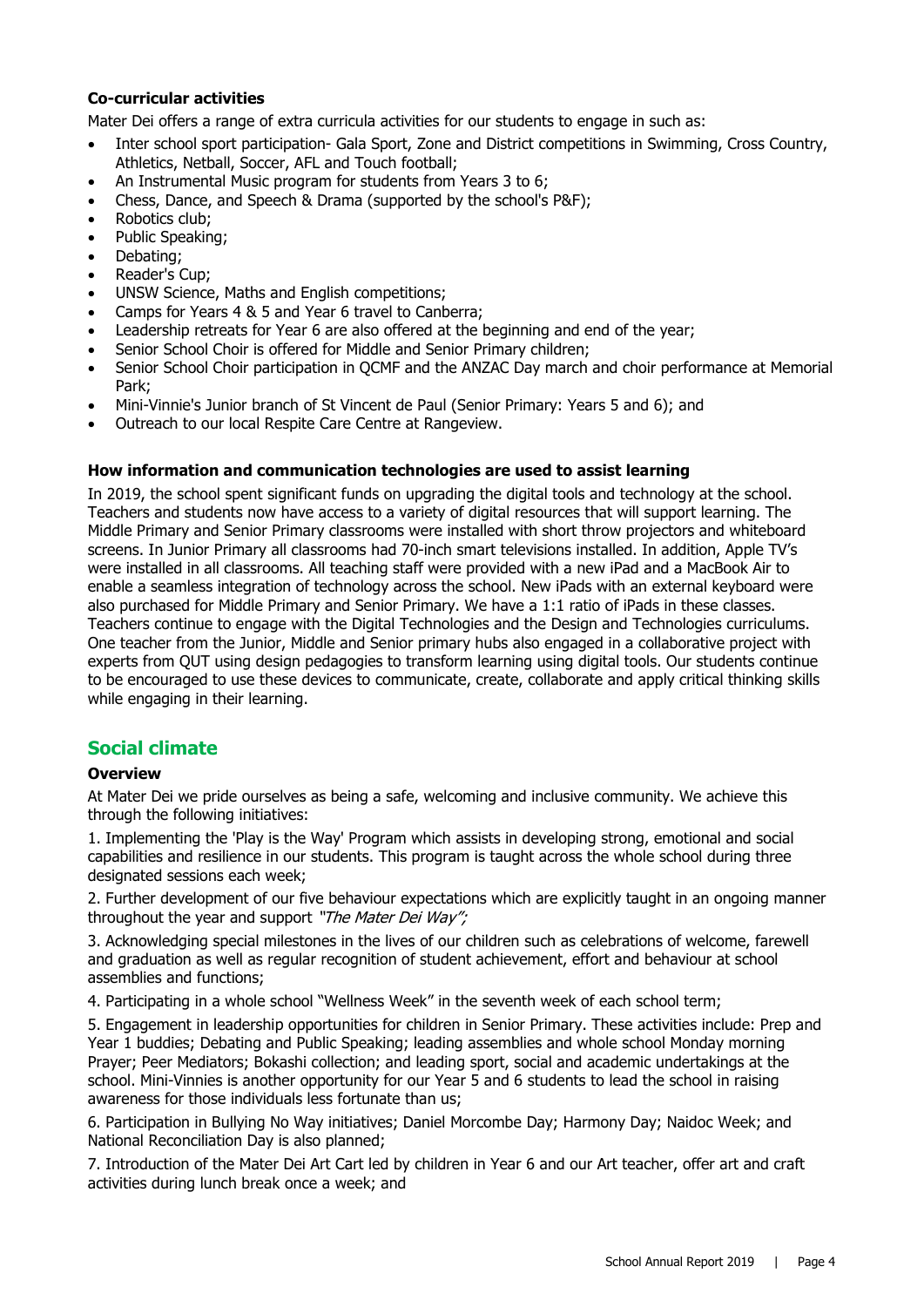### Co-curricular activities

Mater Dei offers a range of extra curricula activities for our students to engage in such as:

- Inter school sport participation- Gala Sport, Zone and District competitions in Swimming, Cross Country, Athletics, Netball, Soccer, AFL and Touch football;
- An Instrumental Music program for students from Years 3 to 6;
- Chess, Dance, and Speech & Drama (supported by the school's P&F);
- Robotics club;
- Public Speaking;
- Debating;
- Reader's Cup;
- UNSW Science, Maths and English competitions;
- Camps for Years 4 & 5 and Year 6 travel to Canberra;
- Leadership retreats for Year 6 are also offered at the beginning and end of the year;
- Senior School Choir is offered for Middle and Senior Primary children;
- Senior School Choir participation in QCMF and the ANZAC Day march and choir performance at Memorial Park;
- Mini-Vinnie's Junior branch of St Vincent de Paul (Senior Primary: Years 5 and 6); and
- Outreach to our local Respite Care Centre at Rangeview.

### How information and communication technologies are used to assist learning

In 2019, the school spent significant funds on upgrading the digital tools and technology at the school. Teachers and students now have access to a variety of digital resources that will support learning. The Middle Primary and Senior Primary classrooms were installed with short throw projectors and whiteboard screens. In Junior Primary all classrooms had 70-inch smart televisions installed. In addition, Apple TV's were installed in all classrooms. All teaching staff were provided with a new iPad and a MacBook Air to enable a seamless integration of technology across the school. New iPads with an external keyboard were also purchased for Middle Primary and Senior Primary. We have a 1:1 ratio of iPads in these classes. Teachers continue to engage with the Digital Technologies and the Design and Technologies curriculums. One teacher from the Junior, Middle and Senior primary hubs also engaged in a collaborative project with experts from QUT using design pedagogies to transform learning using digital tools. Our students continue to be encouraged to use these devices to communicate, create, collaborate and apply critical thinking skills while engaging in their learning.

## Social climate

### Overview

At Mater Dei we pride ourselves as being a safe, welcoming and inclusive community. We achieve this through the following initiatives:

1. Implementing the 'Play is the Way' Program which assists in developing strong, emotional and social capabilities and resilience in our students. This program is taught across the whole school during three designated sessions each week;

2. Further development of our five behaviour expectations which are explicitly taught in an ongoing manner throughout the year and support *"The Mater Dei Way";*

3. Acknowledging special milestones in the lives of our children such as celebrations of welcome, farewell and graduation as well as regular recognition of student achievement, effort and behaviour at school assemblies and functions;

4. Participating in a whole school "Wellness Week" in the seventh week of each school term;

5. Engagement in leadership opportunities for children in Senior Primary. These activities include: Prep and Year 1 buddies; Debating and Public Speaking; leading assemblies and whole school Monday morning Prayer; Peer Mediators; Bokashi collection; and leading sport, social and academic undertakings at the school. Mini-Vinnies is another opportunity for our Year 5 and 6 students to lead the school in raising awareness for those individuals less fortunate than us;

6. Participation in Bullying No Way initiatives; Daniel Morcombe Day; Harmony Day; Naidoc Week; and National Reconciliation Day is also planned;

7. Introduction of the Mater Dei Art Cart led by children in Year 6 and our Art teacher, offer art and craft activities during lunch break once a week; and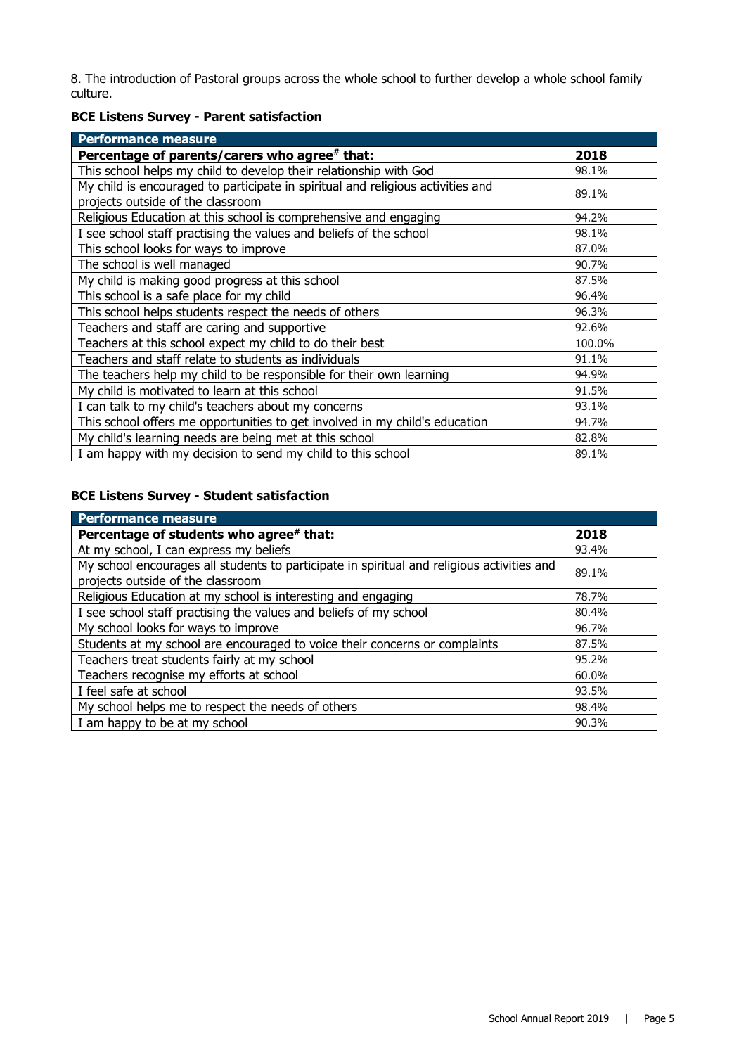8. The introduction of Pastoral groups across the whole school to further develop a whole school family culture.

**BCE Listens Survey - Parent satisfaction**

| Performance measure | |
|---|---|
| **Percentage of parents/carers who agree# that:** | **2018** |
| This school helps my child to develop their relationship with God | 98.1% |
| My child is encouraged to participate in spiritual and religious activities and projects outside of the classroom | 89.1% |
| Religious Education at this school is comprehensive and engaging | 94.2% |
| I see school staff practising the values and beliefs of the school | 98.1% |
| This school looks for ways to improve | 87.0% |
| The school is well managed | 90.7% |
| My child is making good progress at this school | 87.5% |
| This school is a safe place for my child | 96.4% |
| This school helps students respect the needs of others | 96.3% |
| Teachers and staff are caring and supportive | 92.6% |
| Teachers at this school expect my child to do their best | 100.0% |
| Teachers and staff relate to students as individuals | 91.1% |
| The teachers help my child to be responsible for their own learning | 94.9% |
| My child is motivated to learn at this school | 91.5% |
| I can talk to my child's teachers about my concerns | 93.1% |
| This school offers me opportunities to get involved in my child's education | 94.7% |
| My child's learning needs are being met at this school | 82.8% |
| I am happy with my decision to send my child to this school | 89.1% |

**BCE Listens Survey - Student satisfaction**

| Performance measure | |
|---|---|
| **Percentage of students who agree# that:** | **2018** |
| At my school, I can express my beliefs | 93.4% |
| My school encourages all students to participate in spiritual and religious activities and projects outside of the classroom | 89.1% |
| Religious Education at my school is interesting and engaging | 78.7% |
| I see school staff practising the values and beliefs of my school | 80.4% |
| My school looks for ways to improve | 96.7% |
| Students at my school are encouraged to voice their concerns or complaints | 87.5% |
| Teachers treat students fairly at my school | 95.2% |
| Teachers recognise my efforts at school | 60.0% |
| I feel safe at school | 93.5% |
| My school helps me to respect the needs of others | 98.4% |
| I am happy to be at my school | 90.3% |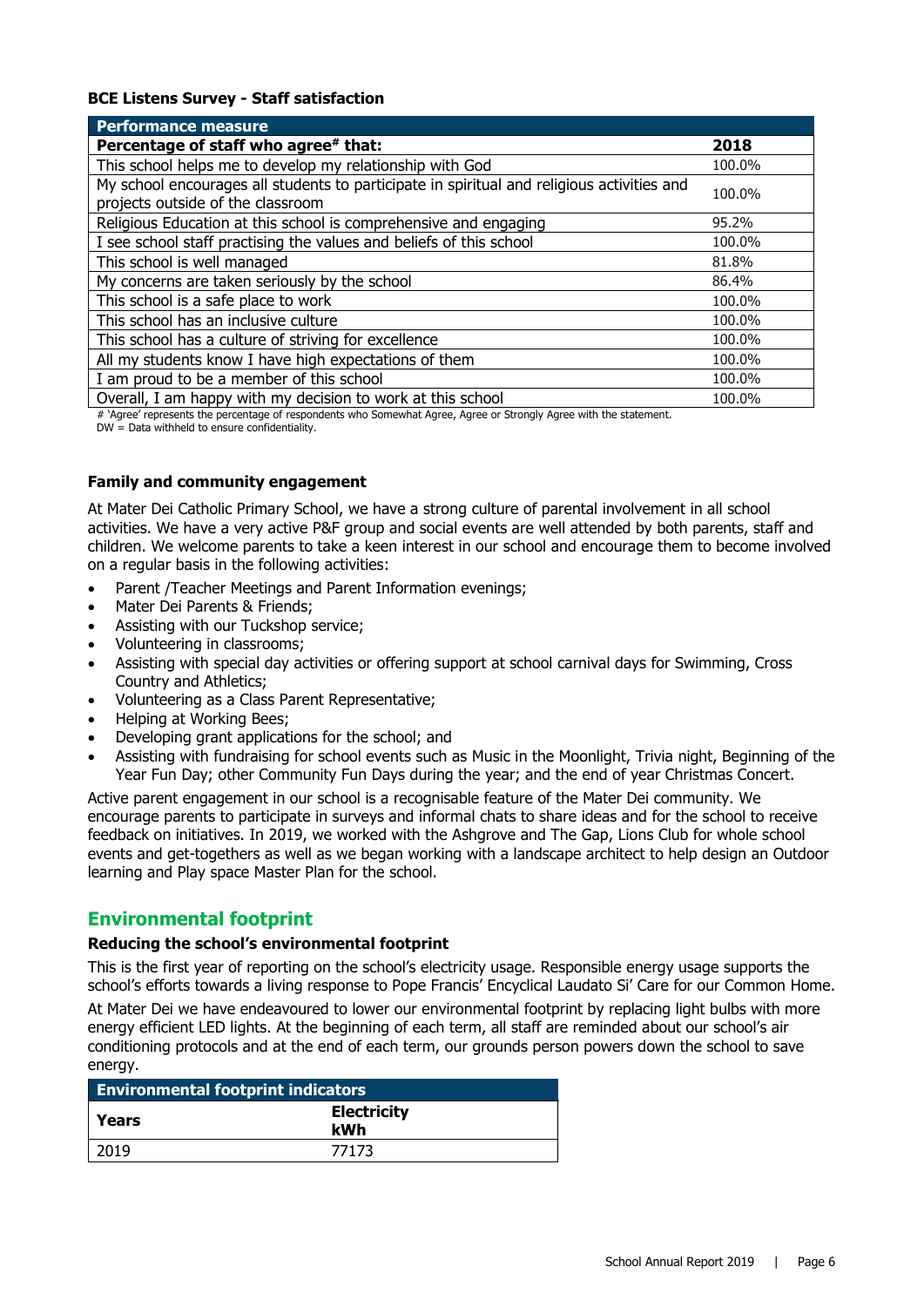**BCE Listens Survey - Staff satisfaction**

| Performance measure | |
|---|---|
| **Percentage of staff who agree# that:** | **2018** |
| This school helps me to develop my relationship with God | 100.0% |
| My school encourages all students to participate in spiritual and religious activities and projects outside of the classroom | 100.0% |
| Religious Education at this school is comprehensive and engaging | 95.2% |
| I see school staff practising the values and beliefs of this school | 100.0% |
| This school is well managed | 81.8% |
| My concerns are taken seriously by the school | 86.4% |
| This school is a safe place to work | 100.0% |
| This school has an inclusive culture | 100.0% |
| This school has a culture of striving for excellence | 100.0% |
| All my students know I have high expectations of them | 100.0% |
| I am proud to be a member of this school | 100.0% |
| Overall, I am happy with my decision to work at this school | 100.0% |

# 'Agree' represents the percentage of respondents who Somewhat Agree, Agree or Strongly Agree with the statement.
DW = Data withheld to ensure confidentiality.

**Family and community engagement**

At Mater Dei Catholic Primary School, we have a strong culture of parental involvement in all school activities. We have a very active P&F group and social events are well attended by both parents, staff and children. We welcome parents to take a keen interest in our school and encourage them to become involved on a regular basis in the following activities:

- Parent /Teacher Meetings and Parent Information evenings;
- Mater Dei Parents & Friends;
- Assisting with our Tuckshop service;
- Volunteering in classrooms;
- Assisting with special day activities or offering support at school carnival days for Swimming, Cross Country and Athletics;
- Volunteering as a Class Parent Representative;
- Helping at Working Bees;
- Developing grant applications for the school; and
- Assisting with fundraising for school events such as Music in the Moonlight, Trivia night, Beginning of the Year Fun Day; other Community Fun Days during the year; and the end of year Christmas Concert.

Active parent engagement in our school is a recognisable feature of the Mater Dei community. We encourage parents to participate in surveys and informal chats to share ideas and for the school to receive feedback on initiatives. In 2019, we worked with the Ashgrove and The Gap, Lions Club for whole school events and get-togethers as well as we began working with a landscape architect to help design an Outdoor learning and Play space Master Plan for the school.

## Environmental footprint

**Reducing the school's environmental footprint**

This is the first year of reporting on the school's electricity usage. Responsible energy usage supports the school's efforts towards a living response to Pope Francis' Encyclical Laudato Si' Care for our Common Home.

At Mater Dei we have endeavoured to lower our environmental footprint by replacing light bulbs with more energy efficient LED lights. At the beginning of each term, all staff are reminded about our school's air conditioning protocols and at the end of each term, our grounds person powers down the school to save energy.

| Environmental footprint indicators | |
|---|---|
| **Years** | **Electricity kWh** |
| 2019 | 77173 |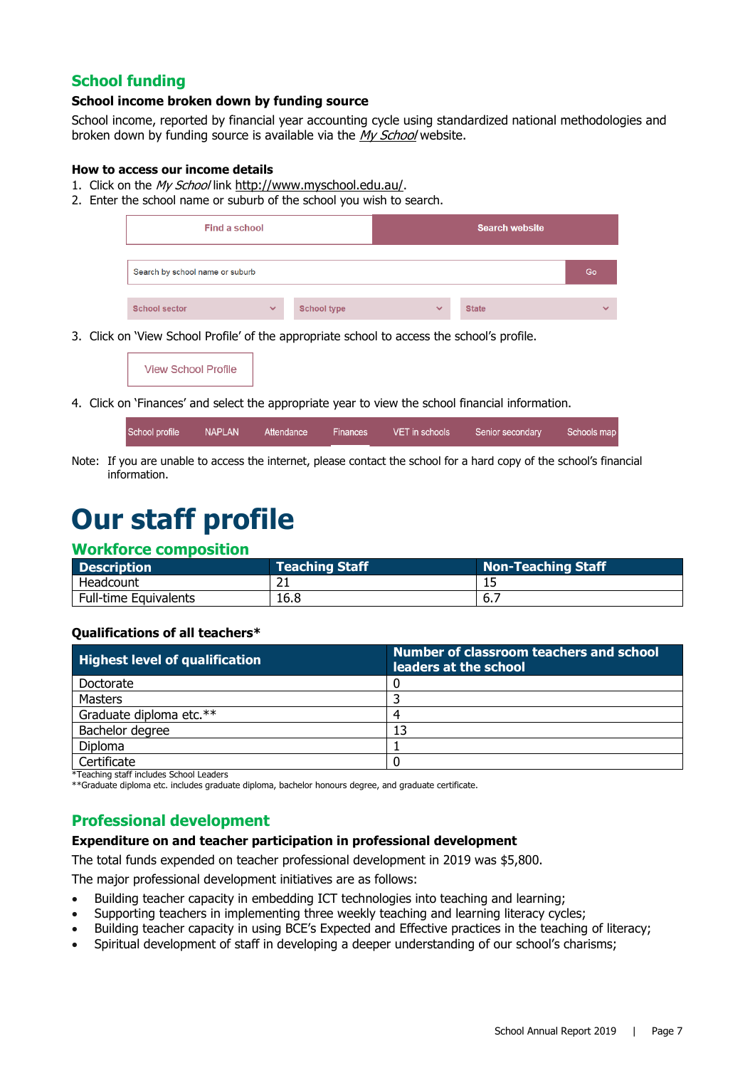## School funding

### School income broken down by funding source

School income, reported by financial year accounting cycle using standardized national methodologies and broken down by funding source is available via the *My School* website.

#### How to access our income details

1. Click on the *My School* link http://www.myschool.edu.au/.
2. Enter the school name or suburb of the school you wish to search.

| Find a school | Search website |
|---|---|
| Search by school name or suburb | Go |
| School sector | School type | State |

3. Click on 'View School Profile' of the appropriate school to access the school's profile.

View School Profile

4. Click on 'Finances' and select the appropriate year to view the school financial information.

School profile | NAPLAN | Attendance | Finances | VET in schools | Senior secondary | Schools map

Note: If you are unable to access the internet, please contact the school for a hard copy of the school's financial information.

# Our staff profile

## Workforce composition

| Description | Teaching Staff | Non-Teaching Staff |
|---|---|---|
| Headcount | 21 | 15 |
| Full-time Equivalents | 16.8 | 6.7 |

#### Qualifications of all teachers*

| Highest level of qualification | Number of classroom teachers and school leaders at the school |
|---|---|
| Doctorate | 0 |
| Masters | 3 |
| Graduate diploma etc.** | 4 |
| Bachelor degree | 13 |
| Diploma | 1 |
| Certificate | 0 |

*Teaching staff includes School Leaders

**Graduate diploma etc. includes graduate diploma, bachelor honours degree, and graduate certificate.

## Professional development

### Expenditure on and teacher participation in professional development

The total funds expended on teacher professional development in 2019 was $5,800.

The major professional development initiatives are as follows:

- Building teacher capacity in embedding ICT technologies into teaching and learning;
- Supporting teachers in implementing three weekly teaching and learning literacy cycles;
- Building teacher capacity in using BCE's Expected and Effective practices in the teaching of literacy;
- Spiritual development of staff in developing a deeper understanding of our school's charisms;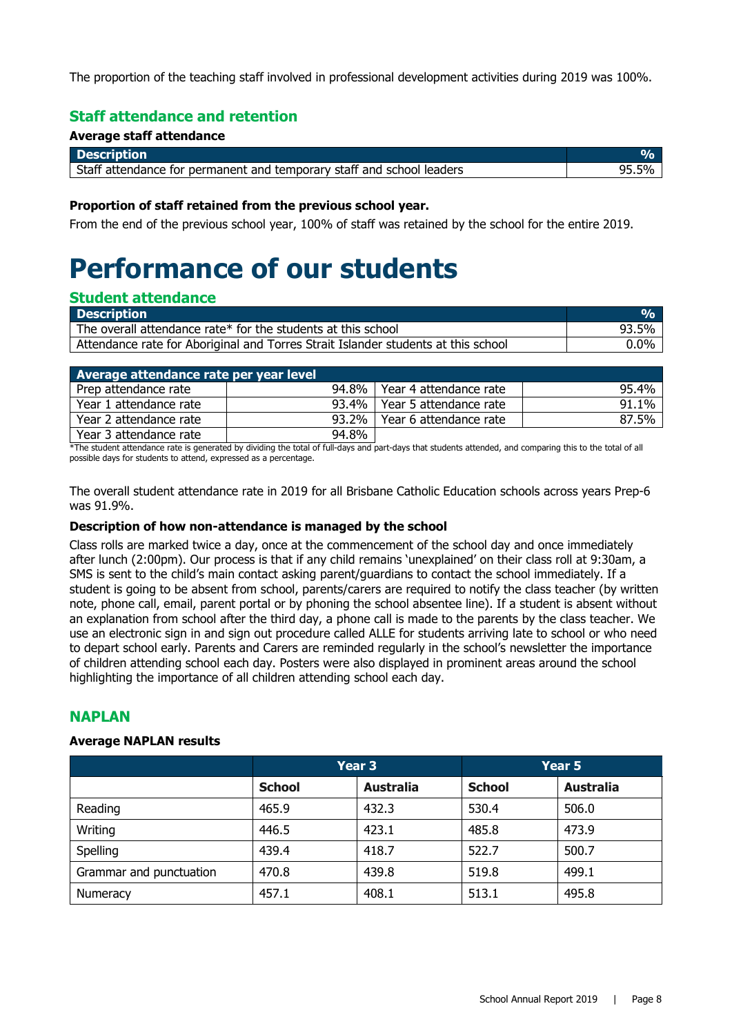The proportion of the teaching staff involved in professional development activities during 2019 was 100%.

## Staff attendance and retention

### Average staff attendance

| Description | % |
|---|---|
| Staff attendance for permanent and temporary staff and school leaders | 95.5% |

### Proportion of staff retained from the previous school year.

From the end of the previous school year, 100% of staff was retained by the school for the entire 2019.

# Performance of our students

## Student attendance

| Description | % |
|---|---|
| The overall attendance rate* for the students at this school | 93.5% |
| Attendance rate for Aboriginal and Torres Strait Islander students at this school | 0.0% |

| Average attendance rate per year level | | | |
|---|---|---|---|
| Prep attendance rate | 94.8% | Year 4 attendance rate | 95.4% |
| Year 1 attendance rate | 93.4% | Year 5 attendance rate | 91.1% |
| Year 2 attendance rate | 93.2% | Year 6 attendance rate | 87.5% |
| Year 3 attendance rate | 94.8% | | |

*The student attendance rate is generated by dividing the total of full-days and part-days that students attended, and comparing this to the total of all possible days for students to attend, expressed as a percentage.

The overall student attendance rate in 2019 for all Brisbane Catholic Education schools across years Prep-6 was 91.9%.

### Description of how non-attendance is managed by the school

Class rolls are marked twice a day, once at the commencement of the school day and once immediately after lunch (2:00pm). Our process is that if any child remains 'unexplained' on their class roll at 9:30am, a SMS is sent to the child's main contact asking parent/guardians to contact the school immediately. If a student is going to be absent from school, parents/carers are required to notify the class teacher (by written note, phone call, email, parent portal or by phoning the school absentee line). If a student is absent without an explanation from school after the third day, a phone call is made to the parents by the class teacher. We use an electronic sign in and sign out procedure called ALLE for students arriving late to school or who need to depart school early. Parents and Carers are reminded regularly in the school's newsletter the importance of children attending school each day. Posters were also displayed in prominent areas around the school highlighting the importance of all children attending school each day.

## NAPLAN

### Average NAPLAN results

| | Year 3 | | Year 5 | |
|---|---|---|---|---|
| | **School** | **Australia** | **School** | **Australia** |
| Reading | 465.9 | 432.3 | 530.4 | 506.0 |
| Writing | 446.5 | 423.1 | 485.8 | 473.9 |
| Spelling | 439.4 | 418.7 | 522.7 | 500.7 |
| Grammar and punctuation | 470.8 | 439.8 | 519.8 | 499.1 |
| Numeracy | 457.1 | 408.1 | 513.1 | 495.8 |